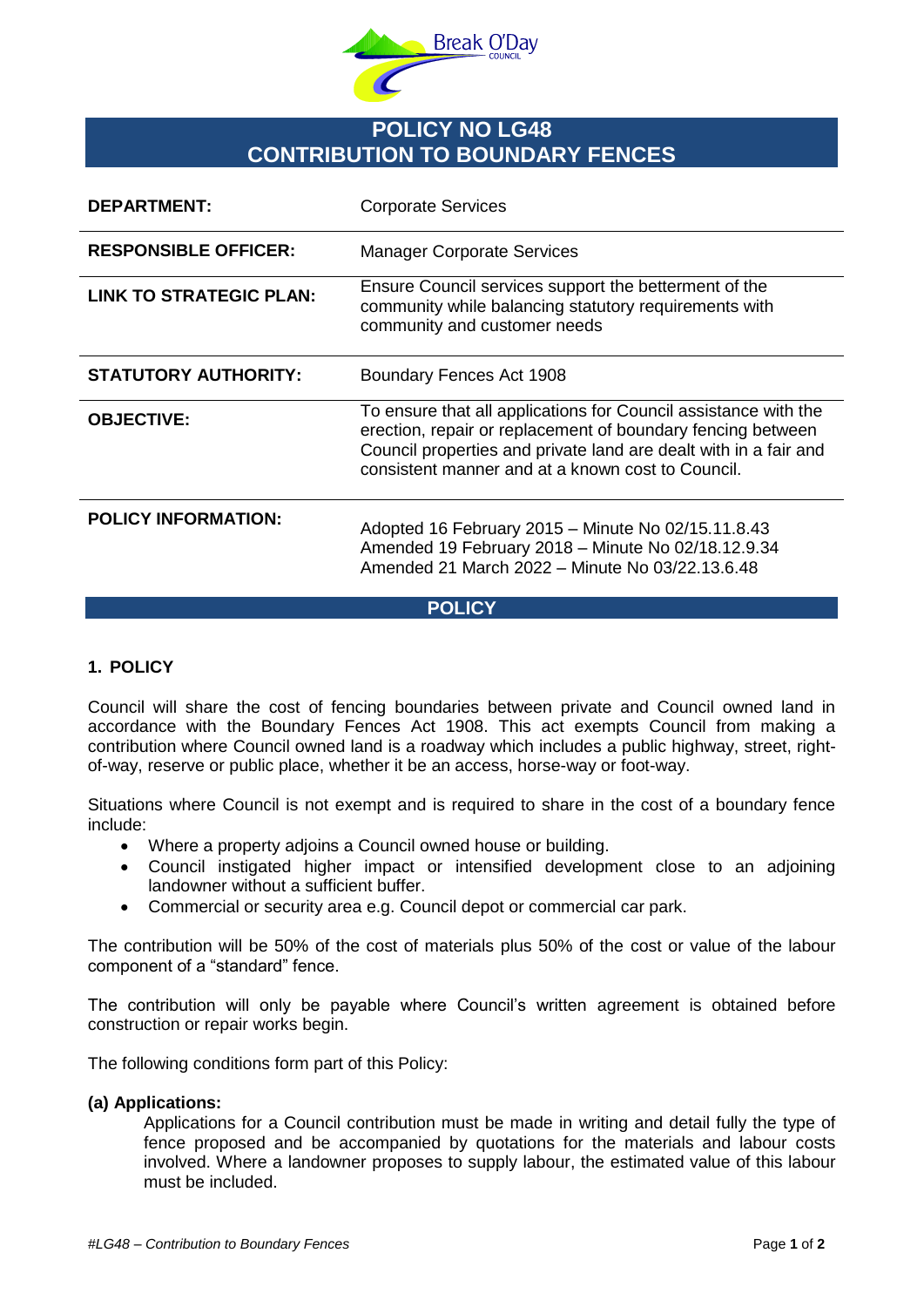# POLICY NO LG48
# CONTRIBUTION TO BOUNDARY FENCES

| | |
|---|---|
| **DEPARTMENT:** | Corporate Services |
| **RESPONSIBLE OFFICER:** | Manager Corporate Services |
| **LINK TO STRATEGIC PLAN:** | Ensure Council services support the betterment of the community while balancing statutory requirements with community and customer needs |
| **STATUTORY AUTHORITY:** | Boundary Fences Act 1908 |
| **OBJECTIVE:** | To ensure that all applications for Council assistance with the erection, repair or replacement of boundary fencing between Council properties and private land are dealt with in a fair and consistent manner and at a known cost to Council. |
| **POLICY INFORMATION:** | Adopted 16 February 2015 – Minute No 02/15.11.8.43<br>Amended 19 February 2018 – Minute No 02/18.12.9.34<br>Amended 21 March 2022 – Minute No 03/22.13.6.48 |

## POLICY

### 1. POLICY

Council will share the cost of fencing boundaries between private and Council owned land in accordance with the Boundary Fences Act 1908. This act exempts Council from making a contribution where Council owned land is a roadway which includes a public highway, street, right-of-way, reserve or public place, whether it be an access, horse-way or foot-way.

Situations where Council is not exempt and is required to share in the cost of a boundary fence include:

- Where a property adjoins a Council owned house or building.
- Council instigated higher impact or intensified development close to an adjoining landowner without a sufficient buffer.
- Commercial or security area e.g. Council depot or commercial car park.

The contribution will be 50% of the cost of materials plus 50% of the cost or value of the labour component of a "standard" fence.

The contribution will only be payable where Council's written agreement is obtained before construction or repair works begin.

The following conditions form part of this Policy:

**(a) Applications:**

Applications for a Council contribution must be made in writing and detail fully the type of fence proposed and be accompanied by quotations for the materials and labour costs involved. Where a landowner proposes to supply labour, the estimated value of this labour must be included.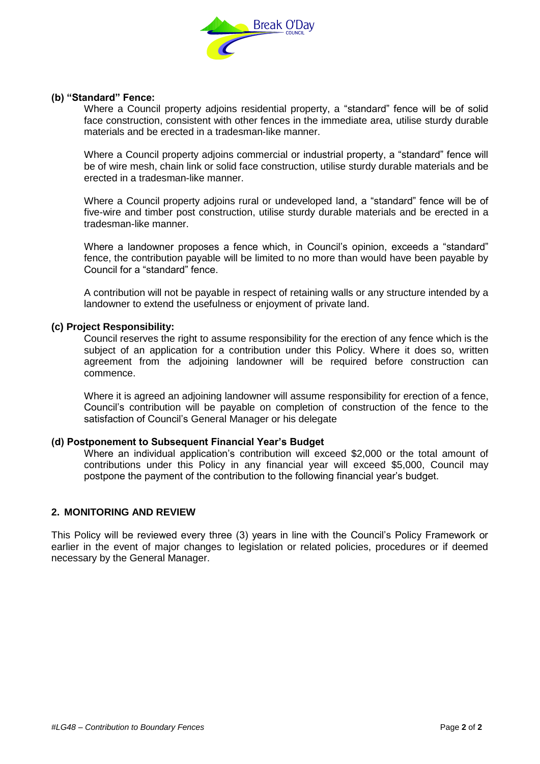**(b) "Standard" Fence:**

Where a Council property adjoins residential property, a "standard" fence will be of solid face construction, consistent with other fences in the immediate area, utilise sturdy durable materials and be erected in a tradesman-like manner.

Where a Council property adjoins commercial or industrial property, a "standard" fence will be of wire mesh, chain link or solid face construction, utilise sturdy durable materials and be erected in a tradesman-like manner.

Where a Council property adjoins rural or undeveloped land, a "standard" fence will be of five-wire and timber post construction, utilise sturdy durable materials and be erected in a tradesman-like manner.

Where a landowner proposes a fence which, in Council's opinion, exceeds a "standard" fence, the contribution payable will be limited to no more than would have been payable by Council for a "standard" fence.

A contribution will not be payable in respect of retaining walls or any structure intended by a landowner to extend the usefulness or enjoyment of private land.

**(c) Project Responsibility:**

Council reserves the right to assume responsibility for the erection of any fence which is the subject of an application for a contribution under this Policy. Where it does so, written agreement from the adjoining landowner will be required before construction can commence.

Where it is agreed an adjoining landowner will assume responsibility for erection of a fence, Council's contribution will be payable on completion of construction of the fence to the satisfaction of Council's General Manager or his delegate

**(d) Postponement to Subsequent Financial Year's Budget**

Where an individual application's contribution will exceed $2,000 or the total amount of contributions under this Policy in any financial year will exceed $5,000, Council may postpone the payment of the contribution to the following financial year's budget.

## 2. MONITORING AND REVIEW

This Policy will be reviewed every three (3) years in line with the Council's Policy Framework or earlier in the event of major changes to legislation or related policies, procedures or if deemed necessary by the General Manager.